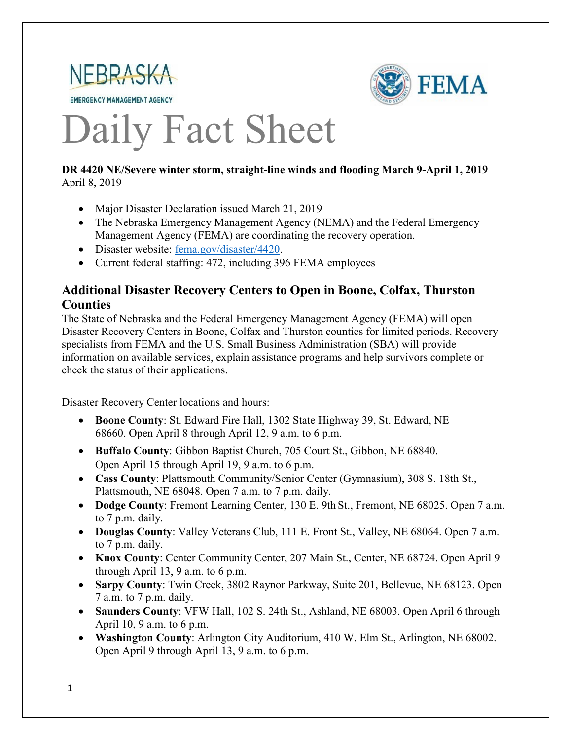NEBRASKA
EMERGENCY MANAGEMENT AGENCY

FEMA

# Daily Fact Sheet

**DR 4420 NE/Severe winter storm, straight-line winds and flooding March 9-April 1, 2019**
April 8, 2019

- Major Disaster Declaration issued March 21, 2019
- The Nebraska Emergency Management Agency (NEMA) and the Federal Emergency Management Agency (FEMA) are coordinating the recovery operation.
- Disaster website: [fema.gov/disaster/4420](fema.gov/disaster/4420).
- Current federal staffing: 472, including 396 FEMA employees

## Additional Disaster Recovery Centers to Open in Boone, Colfax, Thurston Counties

The State of Nebraska and the Federal Emergency Management Agency (FEMA) will open Disaster Recovery Centers in Boone, Colfax and Thurston counties for limited periods. Recovery specialists from FEMA and the U.S. Small Business Administration (SBA) will provide information on available services, explain assistance programs and help survivors complete or check the status of their applications.

Disaster Recovery Center locations and hours:

- **Boone County**: St. Edward Fire Hall, 1302 State Highway 39, St. Edward, NE 68660. Open April 8 through April 12, 9 a.m. to 6 p.m.
- **Buffalo County**: Gibbon Baptist Church, 705 Court St., Gibbon, NE 68840. Open April 15 through April 19, 9 a.m. to 6 p.m.
- **Cass County**: Plattsmouth Community/Senior Center (Gymnasium), 308 S. 18th St., Plattsmouth, NE 68048. Open 7 a.m. to 7 p.m. daily.
- **Dodge County**: Fremont Learning Center, 130 E. 9th St., Fremont, NE 68025. Open 7 a.m. to 7 p.m. daily.
- **Douglas County**: Valley Veterans Club, 111 E. Front St., Valley, NE 68064. Open 7 a.m. to 7 p.m. daily.
- **Knox County**: Center Community Center, 207 Main St., Center, NE 68724. Open April 9 through April 13, 9 a.m. to 6 p.m.
- **Sarpy County**: Twin Creek, 3802 Raynor Parkway, Suite 201, Bellevue, NE 68123. Open 7 a.m. to 7 p.m. daily.
- **Saunders County**: VFW Hall, 102 S. 24th St., Ashland, NE 68003. Open April 6 through April 10, 9 a.m. to 6 p.m.
- **Washington County**: Arlington City Auditorium, 410 W. Elm St., Arlington, NE 68002. Open April 9 through April 13, 9 a.m. to 6 p.m.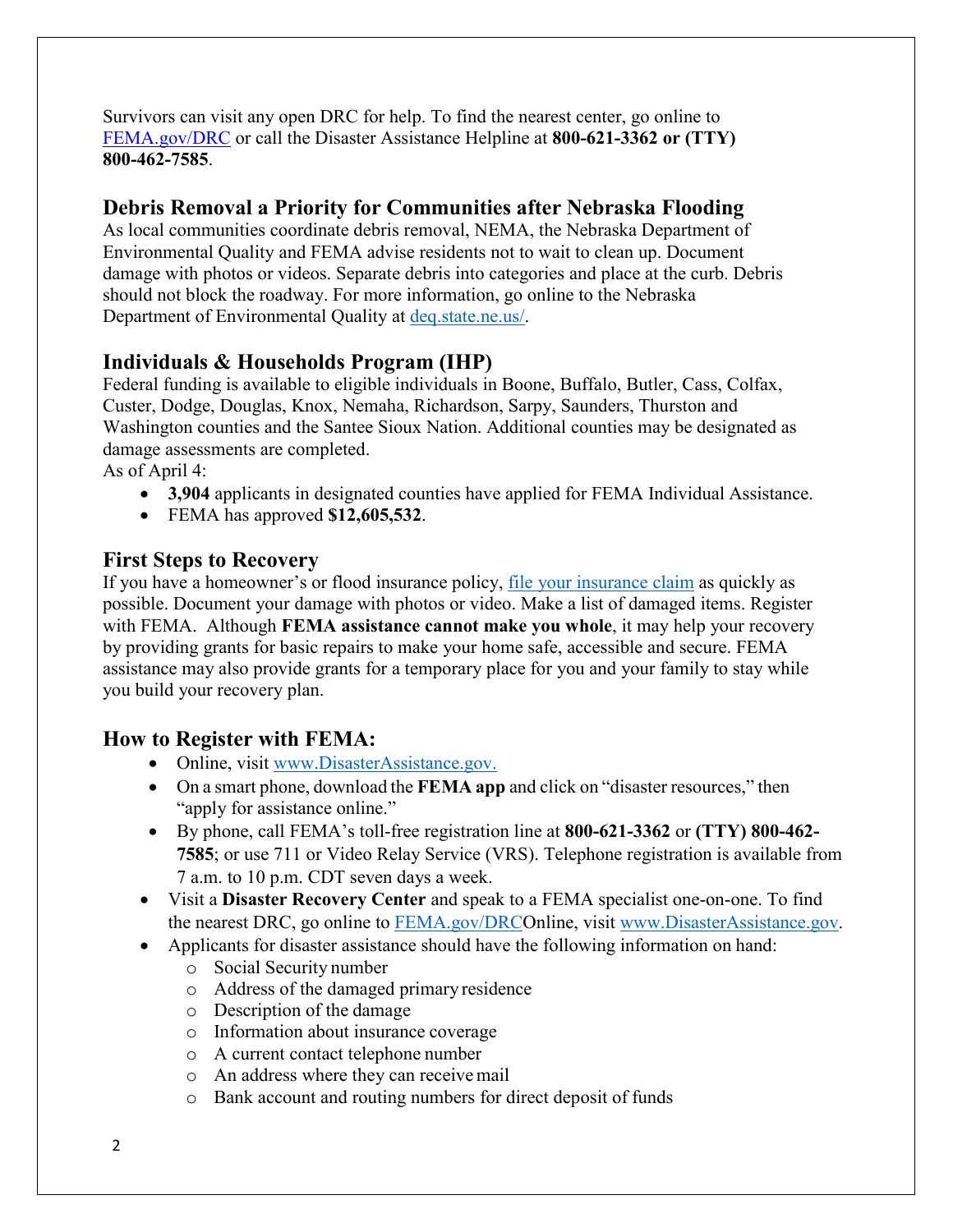Survivors can visit any open DRC for help. To find the nearest center, go online to [FEMA.gov/DRC](FEMA.gov/DRC) or call the Disaster Assistance Helpline at **800-621-3362 or (TTY) 800-462-7585**.

## Debris Removal a Priority for Communities after Nebraska Flooding

As local communities coordinate debris removal, NEMA, the Nebraska Department of Environmental Quality and FEMA advise residents not to wait to clean up. Document damage with photos or videos. Separate debris into categories and place at the curb. Debris should not block the roadway. For more information, go online to the Nebraska Department of Environmental Quality at [deq.state.ne.us/](deq.state.ne.us/).

## Individuals & Households Program (IHP)

Federal funding is available to eligible individuals in Boone, Buffalo, Butler, Cass, Colfax, Custer, Dodge, Douglas, Knox, Nemaha, Richardson, Sarpy, Saunders, Thurston and Washington counties and the Santee Sioux Nation. Additional counties may be designated as damage assessments are completed.

As of April 4:

- **3,904** applicants in designated counties have applied for FEMA Individual Assistance.
- FEMA has approved **$12,605,532**.

## First Steps to Recovery

If you have a homeowner's or flood insurance policy, file your insurance claim as quickly as possible. Document your damage with photos or video. Make a list of damaged items. Register with FEMA. Although **FEMA assistance cannot make you whole**, it may help your recovery by providing grants for basic repairs to make your home safe, accessible and secure. FEMA assistance may also provide grants for a temporary place for you and your family to stay while you build your recovery plan.

## How to Register with FEMA:

- Online, visit [www.DisasterAssistance.gov.](www.DisasterAssistance.gov)
- On a smart phone, download the **FEMA app** and click on "disaster resources," then "apply for assistance online."
- By phone, call FEMA's toll-free registration line at **800-621-3362** or **(TTY) 800-462-7585**; or use 711 or Video Relay Service (VRS). Telephone registration is available from 7 a.m. to 10 p.m. CDT seven days a week.
- Visit a **Disaster Recovery Center** and speak to a FEMA specialist one-on-one. To find the nearest DRC, go online to [FEMA.gov/DRC](FEMA.gov/DRC)Online, visit [www.DisasterAssistance.gov](www.DisasterAssistance.gov).
- Applicants for disaster assistance should have the following information on hand:
  - Social Security number
  - Address of the damaged primary residence
  - Description of the damage
  - Information about insurance coverage
  - A current contact telephone number
  - An address where they can receive mail
  - Bank account and routing numbers for direct deposit of funds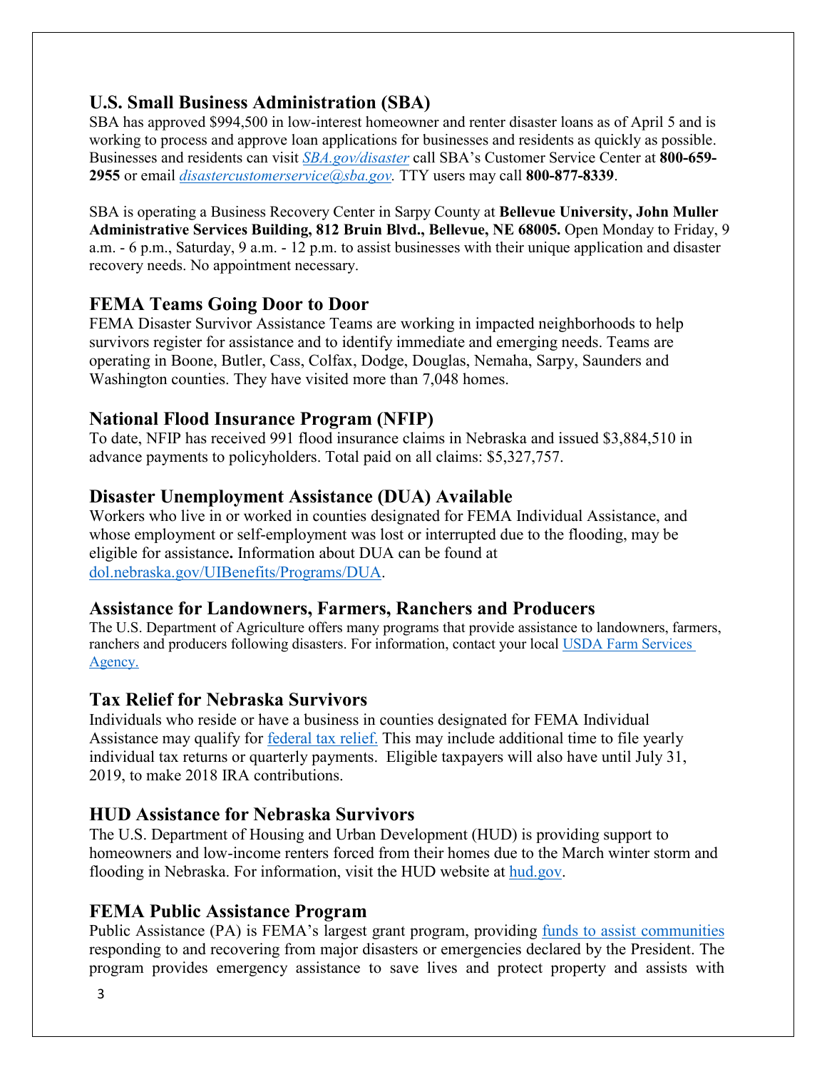## U.S. Small Business Administration (SBA)

SBA has approved $994,500 in low-interest homeowner and renter disaster loans as of April 5 and is working to process and approve loan applications for businesses and residents as quickly as possible. Businesses and residents can visit *SBA.gov/disaster* call SBA's Customer Service Center at **800-659-2955** or email *disastercustomerservice@sba.gov.* TTY users may call **800-877-8339**.

SBA is operating a Business Recovery Center in Sarpy County at **Bellevue University, John Muller Administrative Services Building, 812 Bruin Blvd., Bellevue, NE 68005.** Open Monday to Friday, 9 a.m. - 6 p.m., Saturday, 9 a.m. - 12 p.m. to assist businesses with their unique application and disaster recovery needs. No appointment necessary.

## FEMA Teams Going Door to Door

FEMA Disaster Survivor Assistance Teams are working in impacted neighborhoods to help survivors register for assistance and to identify immediate and emerging needs. Teams are operating in Boone, Butler, Cass, Colfax, Dodge, Douglas, Nemaha, Sarpy, Saunders and Washington counties. They have visited more than 7,048 homes.

## National Flood Insurance Program (NFIP)

To date, NFIP has received 991 flood insurance claims in Nebraska and issued $3,884,510 in advance payments to policyholders. Total paid on all claims: $5,327,757.

## Disaster Unemployment Assistance (DUA) Available

Workers who live in or worked in counties designated for FEMA Individual Assistance, and whose employment or self-employment was lost or interrupted due to the flooding, may be eligible for assistance**.** Information about DUA can be found at dol.nebraska.gov/UIBenefits/Programs/DUA.

## Assistance for Landowners, Farmers, Ranchers and Producers

The U.S. Department of Agriculture offers many programs that provide assistance to landowners, farmers, ranchers and producers following disasters. For information, contact your local USDA Farm Services Agency.

## Tax Relief for Nebraska Survivors

Individuals who reside or have a business in counties designated for FEMA Individual Assistance may qualify for federal tax relief. This may include additional time to file yearly individual tax returns or quarterly payments. Eligible taxpayers will also have until July 31, 2019, to make 2018 IRA contributions.

## HUD Assistance for Nebraska Survivors

The U.S. Department of Housing and Urban Development (HUD) is providing support to homeowners and low-income renters forced from their homes due to the March winter storm and flooding in Nebraska. For information, visit the HUD website at hud.gov.

## FEMA Public Assistance Program

Public Assistance (PA) is FEMA's largest grant program, providing funds to assist communities responding to and recovering from major disasters or emergencies declared by the President. The program provides emergency assistance to save lives and protect property and assists with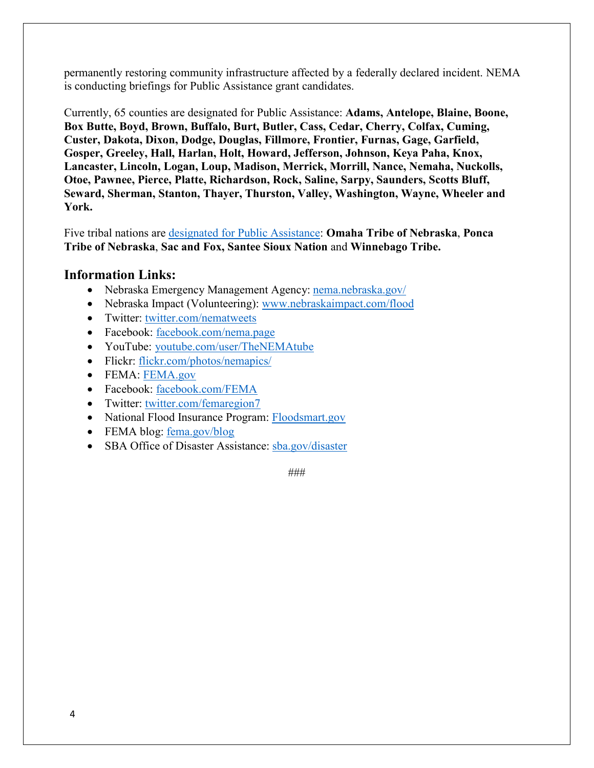permanently restoring community infrastructure affected by a federally declared incident. NEMA is conducting briefings for Public Assistance grant candidates.

Currently, 65 counties are designated for Public Assistance: **Adams, Antelope, Blaine, Boone, Box Butte, Boyd, Brown, Buffalo, Burt, Butler, Cass, Cedar, Cherry, Colfax, Cuming, Custer, Dakota, Dixon, Dodge, Douglas, Fillmore, Frontier, Furnas, Gage, Garfield, Gosper, Greeley, Hall, Harlan, Holt, Howard, Jefferson, Johnson, Keya Paha, Knox, Lancaster, Lincoln, Logan, Loup, Madison, Merrick, Morrill, Nance, Nemaha, Nuckolls, Otoe, Pawnee, Pierce, Platte, Richardson, Rock, Saline, Sarpy, Saunders, Scotts Bluff, Seward, Sherman, Stanton, Thayer, Thurston, Valley, Washington, Wayne, Wheeler and York.**

Five tribal nations are [designated for Public Assistance](): **Omaha Tribe of Nebraska**, **Ponca Tribe of Nebraska**, **Sac and Fox, Santee Sioux Nation** and **Winnebago Tribe.**

## Information Links:

- Nebraska Emergency Management Agency: [nema.nebraska.gov/]()
- Nebraska Impact (Volunteering): [www.nebraskaimpact.com/flood]()
- Twitter: [twitter.com/nematweets]()
- Facebook: [facebook.com/nema.page]()
- YouTube: [youtube.com/user/TheNEMAtube]()
- Flickr: [flickr.com/photos/nemapics/]()
- FEMA: [FEMA.gov]()
- Facebook: [facebook.com/FEMA]()
- Twitter: [twitter.com/femaregion7]()
- National Flood Insurance Program: [Floodsmart.gov]()
- FEMA blog: [fema.gov/blog]()
- SBA Office of Disaster Assistance: [sba.gov/disaster]()

###